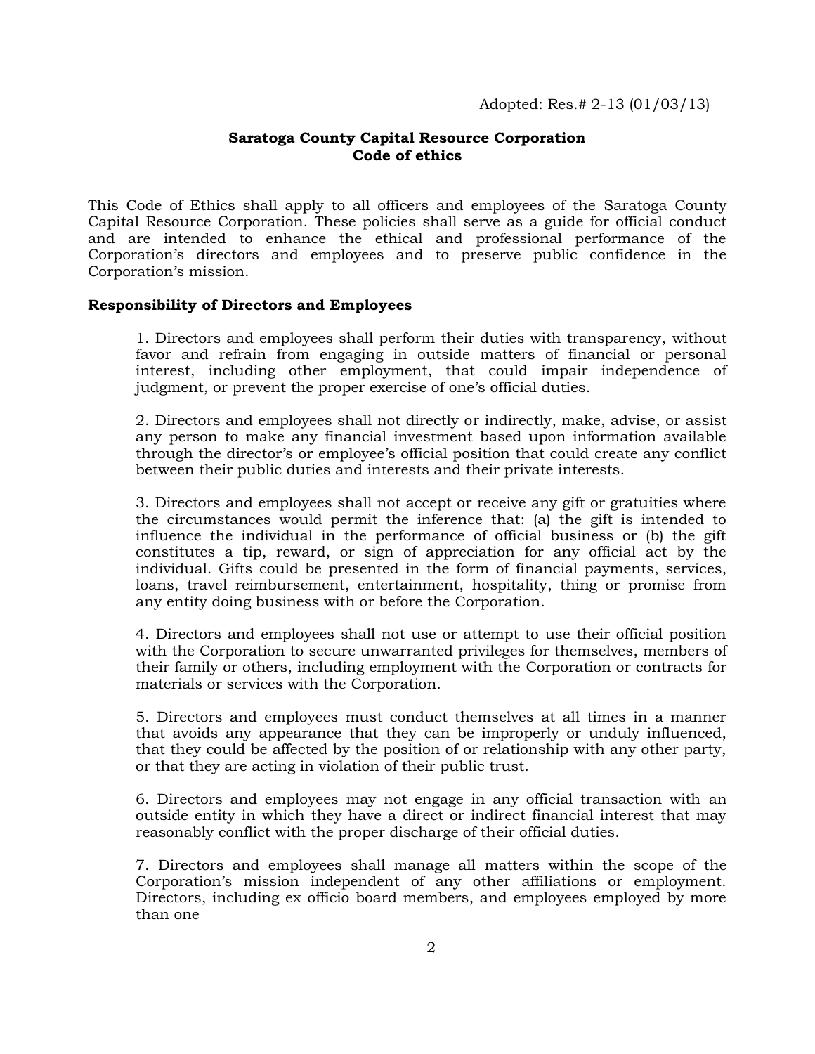Adopted: Res.# 2-13 (01/03/13)

**Saratoga County Capital Resource Corporation**
**Code of ethics**

This Code of Ethics shall apply to all officers and employees of the Saratoga County Capital Resource Corporation. These policies shall serve as a guide for official conduct and are intended to enhance the ethical and professional performance of the Corporation's directors and employees and to preserve public confidence in the Corporation's mission.

**Responsibility of Directors and Employees**

1. Directors and employees shall perform their duties with transparency, without favor and refrain from engaging in outside matters of financial or personal interest, including other employment, that could impair independence of judgment, or prevent the proper exercise of one's official duties.

2. Directors and employees shall not directly or indirectly, make, advise, or assist any person to make any financial investment based upon information available through the director's or employee's official position that could create any conflict between their public duties and interests and their private interests.

3. Directors and employees shall not accept or receive any gift or gratuities where the circumstances would permit the inference that: (a) the gift is intended to influence the individual in the performance of official business or (b) the gift constitutes a tip, reward, or sign of appreciation for any official act by the individual. Gifts could be presented in the form of financial payments, services, loans, travel reimbursement, entertainment, hospitality, thing or promise from any entity doing business with or before the Corporation.

4. Directors and employees shall not use or attempt to use their official position with the Corporation to secure unwarranted privileges for themselves, members of their family or others, including employment with the Corporation or contracts for materials or services with the Corporation.

5. Directors and employees must conduct themselves at all times in a manner that avoids any appearance that they can be improperly or unduly influenced, that they could be affected by the position of or relationship with any other party, or that they are acting in violation of their public trust.

6. Directors and employees may not engage in any official transaction with an outside entity in which they have a direct or indirect financial interest that may reasonably conflict with the proper discharge of their official duties.

7. Directors and employees shall manage all matters within the scope of the Corporation's mission independent of any other affiliations or employment. Directors, including ex officio board members, and employees employed by more than one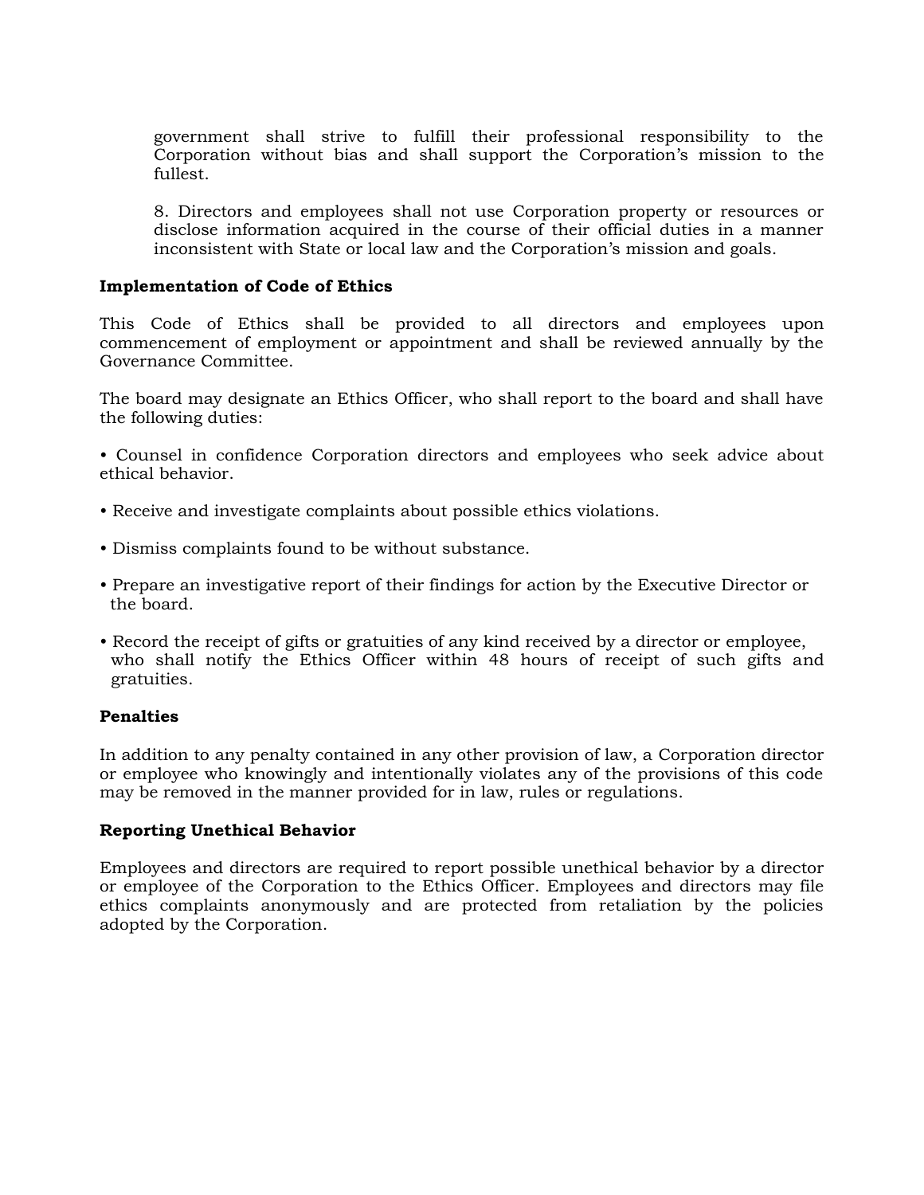government shall strive to fulfill their professional responsibility to the Corporation without bias and shall support the Corporation's mission to the fullest.

8. Directors and employees shall not use Corporation property or resources or disclose information acquired in the course of their official duties in a manner inconsistent with State or local law and the Corporation's mission and goals.

**Implementation of Code of Ethics**

This Code of Ethics shall be provided to all directors and employees upon commencement of employment or appointment and shall be reviewed annually by the Governance Committee.

The board may designate an Ethics Officer, who shall report to the board and shall have the following duties:

- Counsel in confidence Corporation directors and employees who seek advice about ethical behavior.
- Receive and investigate complaints about possible ethics violations.
- Dismiss complaints found to be without substance.
- Prepare an investigative report of their findings for action by the Executive Director or the board.
- Record the receipt of gifts or gratuities of any kind received by a director or employee, who shall notify the Ethics Officer within 48 hours of receipt of such gifts and gratuities.

**Penalties**

In addition to any penalty contained in any other provision of law, a Corporation director or employee who knowingly and intentionally violates any of the provisions of this code may be removed in the manner provided for in law, rules or regulations.

**Reporting Unethical Behavior**

Employees and directors are required to report possible unethical behavior by a director or employee of the Corporation to the Ethics Officer. Employees and directors may file ethics complaints anonymously and are protected from retaliation by the policies adopted by the Corporation.